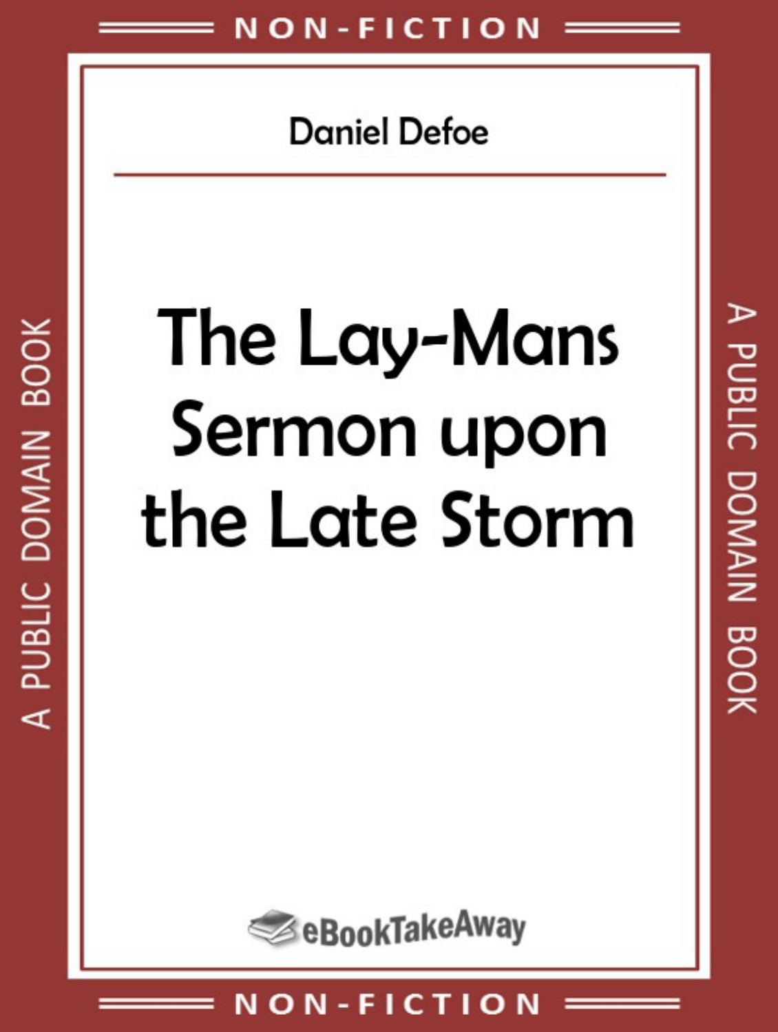NON-FICTION

Daniel Defoe

# The Lay-Mans Sermon upon the Late Storm

eBookTakeAway

A PUBLIC DOMAIN BOOK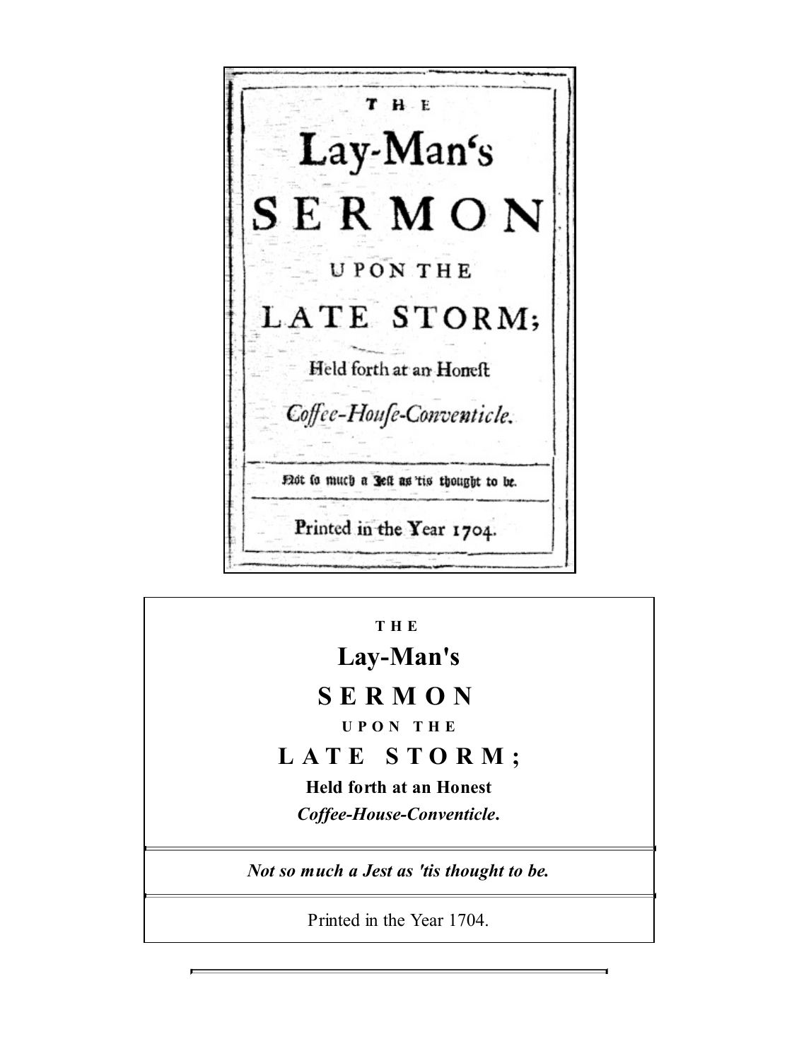THE

# Lay-Man's
# SERMON

UPON THE

## LATE STORM;

**Held forth at an Honest**
***Coffee-House-Conventicle*.**

---

*Not so much a Jest as 'tis thought to be.*

---

Printed in the Year 1704.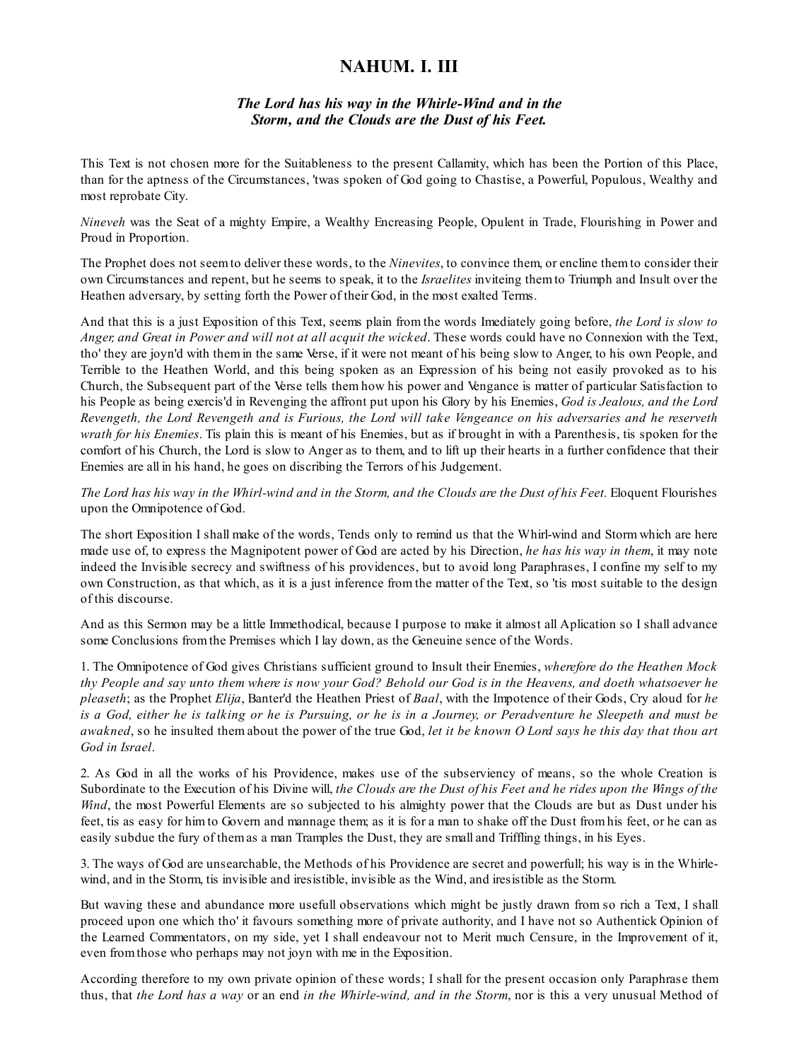# NAHUM. I. III

### *The Lord has his way in the Whirle-Wind and in the Storm, and the Clouds are the Dust of his Feet.*

This Text is not chosen more for the Suitableness to the present Callamity, which has been the Portion of this Place, than for the aptness of the Circumstances, 'twas spoken of God going to Chastise, a Powerful, Populous, Wealthy and most reprobate City.

*Nineveh* was the Seat of a mighty Empire, a Wealthy Encreasing People, Opulent in Trade, Flourishing in Power and Proud in Proportion.

The Prophet does not seem to deliver these words, to the *Ninevites*, to convince them, or encline them to consider their own Circumstances and repent, but he seems to speak, it to the *Israelites* inviteing them to Triumph and Insult over the Heathen adversary, by setting forth the Power of their God, in the most exalted Terms.

And that this is a just Exposition of this Text, seems plain from the words Imediately going before, *the Lord is slow to Anger, and Great in Power and will not at all acquit the wicked*. These words could have no Connexion with the Text, tho' they are joyn'd with them in the same Verse, if it were not meant of his being slow to Anger, to his own People, and Terrible to the Heathen World, and this being spoken as an Expression of his being not easily provoked as to his Church, the Subsequent part of the Verse tells them how his power and Vengance is matter of particular Satisfaction to his People as being exercis'd in Revenging the affront put upon his Glory by his Enemies, *God is Jealous, and the Lord Revengeth, the Lord Revengeth and is Furious, the Lord will take Vengeance on his adversaries and he reserveth wrath for his Enemies*. Tis plain this is meant of his Enemies, but as if brought in with a Parenthesis, tis spoken for the comfort of his Church, the Lord is slow to Anger as to them, and to lift up their hearts in a further confidence that their Enemies are all in his hand, he goes on discribing the Terrors of his Judgement.

*The Lord has his way in the Whirl-wind and in the Storm, and the Clouds are the Dust of his Feet.* Eloquent Flourishes upon the Omnipotence of God.

The short Exposition I shall make of the words, Tends only to remind us that the Whirl-wind and Storm which are here made use of, to express the Magnipotent power of God are acted by his Direction, *he has his way in them*, it may note indeed the Invisible secrecy and swiftness of his providences, but to avoid long Paraphrases, I confine my self to my own Construction, as that which, as it is a just inference from the matter of the Text, so 'tis most suitable to the design of this discourse.

And as this Sermon may be a little Immethodical, because I purpose to make it almost all Aplication so I shall advance some Conclusions from the Premises which I lay down, as the Geneuine sence of the Words.

1. The Omnipotence of God gives Christians sufficient ground to Insult their Enemies, *wherefore do the Heathen Mock thy People and say unto them where is now your God? Behold our God is in the Heavens, and doeth whatsoever he pleaseth*; as the Prophet *Elija*, Banter'd the Heathen Priest of *Baal*, with the Impotence of their Gods, Cry aloud for *he is a God, either he is talking or he is Pursuing, or he is in a Journey, or Peradventure he Sleepeth and must be awakned*, so he insulted them about the power of the true God, *let it be known O Lord says he this day that thou art God in Israel*.

2. As God in all the works of his Providence, makes use of the subserviency of means, so the whole Creation is Subordinate to the Execution of his Divine will, *the Clouds are the Dust of his Feet and he rides upon the Wings of the Wind*, the most Powerful Elements are so subjected to his almighty power that the Clouds are but as Dust under his feet, tis as easy for him to Govern and mannage them; as it is for a man to shake off the Dust from his feet, or he can as easily subdue the fury of them as a man Tramples the Dust, they are small and Triffling things, in his Eyes.

3. The ways of God are unsearchable, the Methods of his Providence are secret and powerfull; his way is in the Whirle-wind, and in the Storm, tis invisible and iresistible, invisible as the Wind, and iresistible as the Storm.

But waving these and abundance more usefull observations which might be justly drawn from so rich a Text, I shall proceed upon one which tho' it favours something more of private authority, and I have not so Authentick Opinion of the Learned Commentators, on my side, yet I shall endeavour not to Merit much Censure, in the Improvement of it, even from those who perhaps may not joyn with me in the Exposition.

According therefore to my own private opinion of these words; I shall for the present occasion only Paraphrase them thus, that *the Lord has a way* or an end *in the Whirle-wind, and in the Storm*, nor is this a very unusual Method of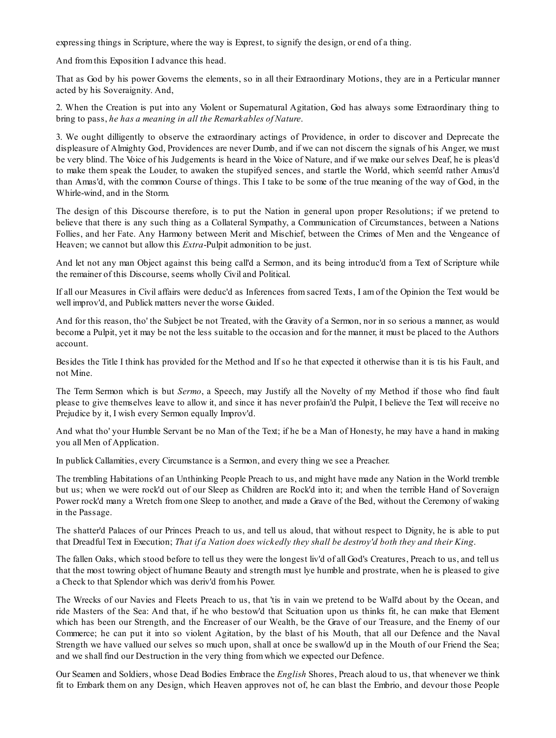expressing things in Scripture, where the way is Exprest, to signify the design, or end of a thing.

And from this Exposition I advance this head.

That as God by his power Governs the elements, so in all their Extraordinary Motions, they are in a Perticular manner acted by his Soveraignity. And,

2. When the Creation is put into any Violent or Supernatural Agitation, God has always some Extraordinary thing to bring to pass, *he has a meaning in all the Remarkables of Nature*.

3. We ought dilligently to observe the extraordinary actings of Providence, in order to discover and Deprecate the displeasure of Almighty God, Providences are never Dumb, and if we can not discern the signals of his Anger, we must be very blind. The Voice of his Judgements is heard in the Voice of Nature, and if we make our selves Deaf, he is pleas'd to make them speak the Louder, to awaken the stupifyed sences, and startle the World, which seem'd rather Amus'd than Amas'd, with the common Course of things. This I take to be some of the true meaning of the way of God, in the Whirle-wind, and in the Storm.

The design of this Discourse therefore, is to put the Nation in general upon proper Resolutions; if we pretend to believe that there is any such thing as a Collateral Sympathy, a Communication of Circumstances, between a Nations Follies, and her Fate. Any Harmony between Merit and Mischief, between the Crimes of Men and the Vengeance of Heaven; we cannot but allow this *Extra*-Pulpit admonition to be just.

And let not any man Object against this being call'd a Sermon, and its being introduc'd from a Text of Scripture while the remainer of this Discourse, seems wholly Civil and Political.

If all our Measures in Civil affairs were deduc'd as Inferences from sacred Texts, I am of the Opinion the Text would be well improv'd, and Publick matters never the worse Guided.

And for this reason, tho' the Subject be not Treated, with the Gravity of a Sermon, nor in so serious a manner, as would become a Pulpit, yet it may be not the less suitable to the occasion and for the manner, it must be placed to the Authors account.

Besides the Title I think has provided for the Method and If so he that expected it otherwise than it is tis his Fault, and not Mine.

The Term Sermon which is but *Sermo*, a Speech, may Justify all the Novelty of my Method if those who find fault please to give themselves leave to allow it, and since it has never profain'd the Pulpit, I believe the Text will receive no Prejudice by it, I wish every Sermon equally Improv'd.

And what tho' your Humble Servant be no Man of the Text; if he be a Man of Honesty, he may have a hand in making you all Men of Application.

In publick Callamities, every Circumstance is a Sermon, and every thing we see a Preacher.

The trembling Habitations of an Unthinking People Preach to us, and might have made any Nation in the World tremble but us; when we were rock'd out of our Sleep as Children are Rock'd into it; and when the terrible Hand of Soveraign Power rock'd many a Wretch from one Sleep to another, and made a Grave of the Bed, without the Ceremony of waking in the Passage.

The shatter'd Palaces of our Princes Preach to us, and tell us aloud, that without respect to Dignity, he is able to put that Dreadful Text in Execution; *That if a Nation does wickedly they shall be destroy'd both they and their King*.

The fallen Oaks, which stood before to tell us they were the longest liv'd of all God's Creatures, Preach to us, and tell us that the most towring object of humane Beauty and strength must lye humble and prostrate, when he is pleased to give a Check to that Splendor which was deriv'd from his Power.

The Wrecks of our Navies and Fleets Preach to us, that 'tis in vain we pretend to be Wall'd about by the Ocean, and ride Masters of the Sea: And that, if he who bestow'd that Scituation upon us thinks fit, he can make that Element which has been our Strength, and the Encreaser of our Wealth, be the Grave of our Treasure, and the Enemy of our Commerce; he can put it into so violent Agitation, by the blast of his Mouth, that all our Defence and the Naval Strength we have vallued our selves so much upon, shall at once be swallow'd up in the Mouth of our Friend the Sea; and we shall find our Destruction in the very thing from which we expected our Defence.

Our Seamen and Soldiers, whose Dead Bodies Embrace the *English* Shores, Preach aloud to us, that whenever we think fit to Embark them on any Design, which Heaven approves not of, he can blast the Embrio, and devour those People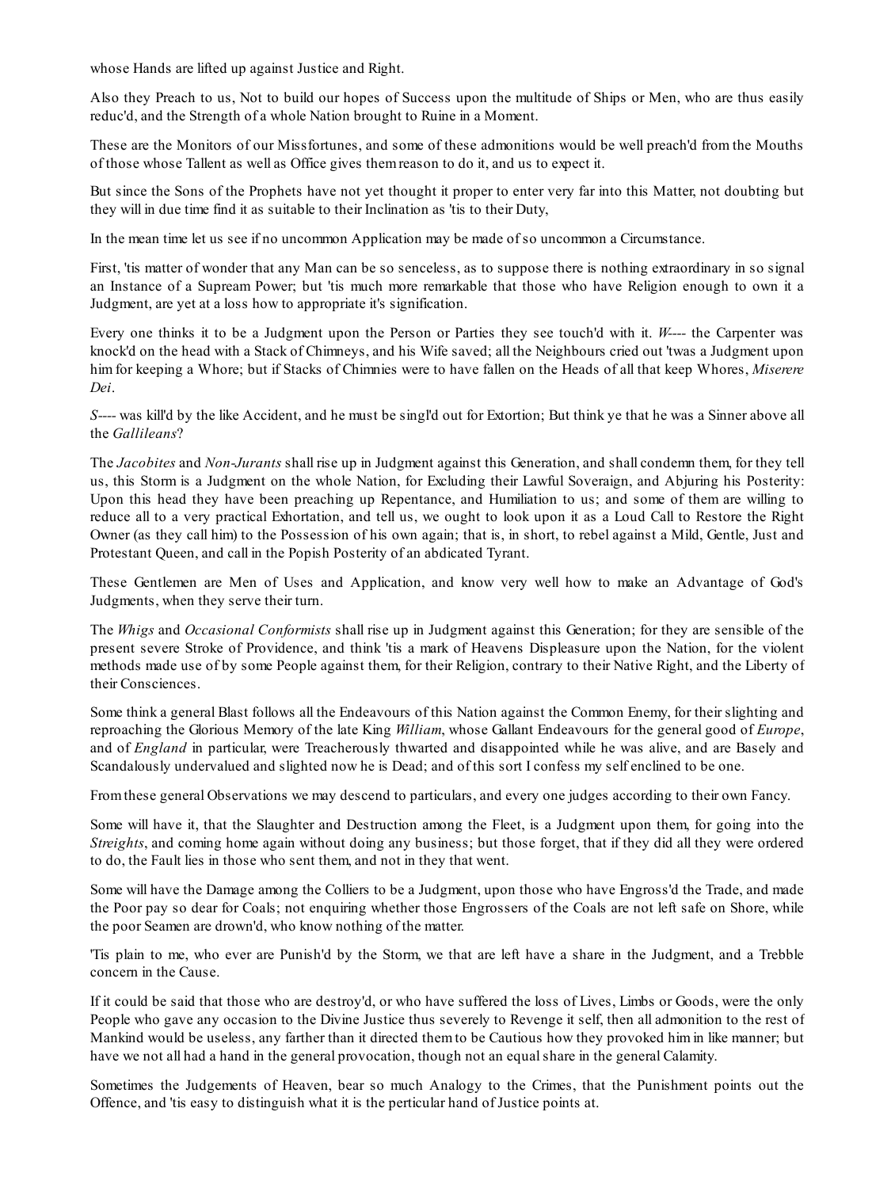whose Hands are lifted up against Justice and Right.

Also they Preach to us, Not to build our hopes of Success upon the multitude of Ships or Men, who are thus easily reduc'd, and the Strength of a whole Nation brought to Ruine in a Moment.

These are the Monitors of our Missfortunes, and some of these admonitions would be well preach'd from the Mouths of those whose Tallent as well as Office gives them reason to do it, and us to expect it.

But since the Sons of the Prophets have not yet thought it proper to enter very far into this Matter, not doubting but they will in due time find it as suitable to their Inclination as 'tis to their Duty,

In the mean time let us see if no uncommon Application may be made of so uncommon a Circumstance.

First, 'tis matter of wonder that any Man can be so senceless, as to suppose there is nothing extraordinary in so signal an Instance of a Supream Power; but 'tis much more remarkable that those who have Religion enough to own it a Judgment, are yet at a loss how to appropriate it's signification.

Every one thinks it to be a Judgment upon the Person or Parties they see touch'd with it. *W*---- the Carpenter was knock'd on the head with a Stack of Chimneys, and his Wife saved; all the Neighbours cried out 'twas a Judgment upon him for keeping a Whore; but if Stacks of Chimnies were to have fallen on the Heads of all that keep Whores, *Miserere Dei*.

*S*---- was kill'd by the like Accident, and he must be singl'd out for Extortion; But think ye that he was a Sinner above all the *Gallileans*?

The *Jacobites* and *Non-Jurants* shall rise up in Judgment against this Generation, and shall condemn them, for they tell us, this Storm is a Judgment on the whole Nation, for Excluding their Lawful Soveraign, and Abjuring his Posterity: Upon this head they have been preaching up Repentance, and Humiliation to us; and some of them are willing to reduce all to a very practical Exhortation, and tell us, we ought to look upon it as a Loud Call to Restore the Right Owner (as they call him) to the Possession of his own again; that is, in short, to rebel against a Mild, Gentle, Just and Protestant Queen, and call in the Popish Posterity of an abdicated Tyrant.

These Gentlemen are Men of Uses and Application, and know very well how to make an Advantage of God's Judgments, when they serve their turn.

The *Whigs* and *Occasional Conformists* shall rise up in Judgment against this Generation; for they are sensible of the present severe Stroke of Providence, and think 'tis a mark of Heavens Displeasure upon the Nation, for the violent methods made use of by some People against them, for their Religion, contrary to their Native Right, and the Liberty of their Consciences.

Some think a general Blast follows all the Endeavours of this Nation against the Common Enemy, for their slighting and reproaching the Glorious Memory of the late King *William*, whose Gallant Endeavours for the general good of *Europe*, and of *England* in particular, were Treacherously thwarted and disappointed while he was alive, and are Basely and Scandalously undervalued and slighted now he is Dead; and of this sort I confess my self enclined to be one.

From these general Observations we may descend to particulars, and every one judges according to their own Fancy.

Some will have it, that the Slaughter and Destruction among the Fleet, is a Judgment upon them, for going into the *Streights*, and coming home again without doing any business; but those forget, that if they did all they were ordered to do, the Fault lies in those who sent them, and not in they that went.

Some will have the Damage among the Colliers to be a Judgment, upon those who have Engross'd the Trade, and made the Poor pay so dear for Coals; not enquiring whether those Engrossers of the Coals are not left safe on Shore, while the poor Seamen are drown'd, who know nothing of the matter.

'Tis plain to me, who ever are Punish'd by the Storm, we that are left have a share in the Judgment, and a Trebble concern in the Cause.

If it could be said that those who are destroy'd, or who have suffered the loss of Lives, Limbs or Goods, were the only People who gave any occasion to the Divine Justice thus severely to Revenge it self, then all admonition to the rest of Mankind would be useless, any farther than it directed them to be Cautious how they provoked him in like manner; but have we not all had a hand in the general provocation, though not an equal share in the general Calamity.

Sometimes the Judgements of Heaven, bear so much Analogy to the Crimes, that the Punishment points out the Offence, and 'tis easy to distinguish what it is the perticular hand of Justice points at.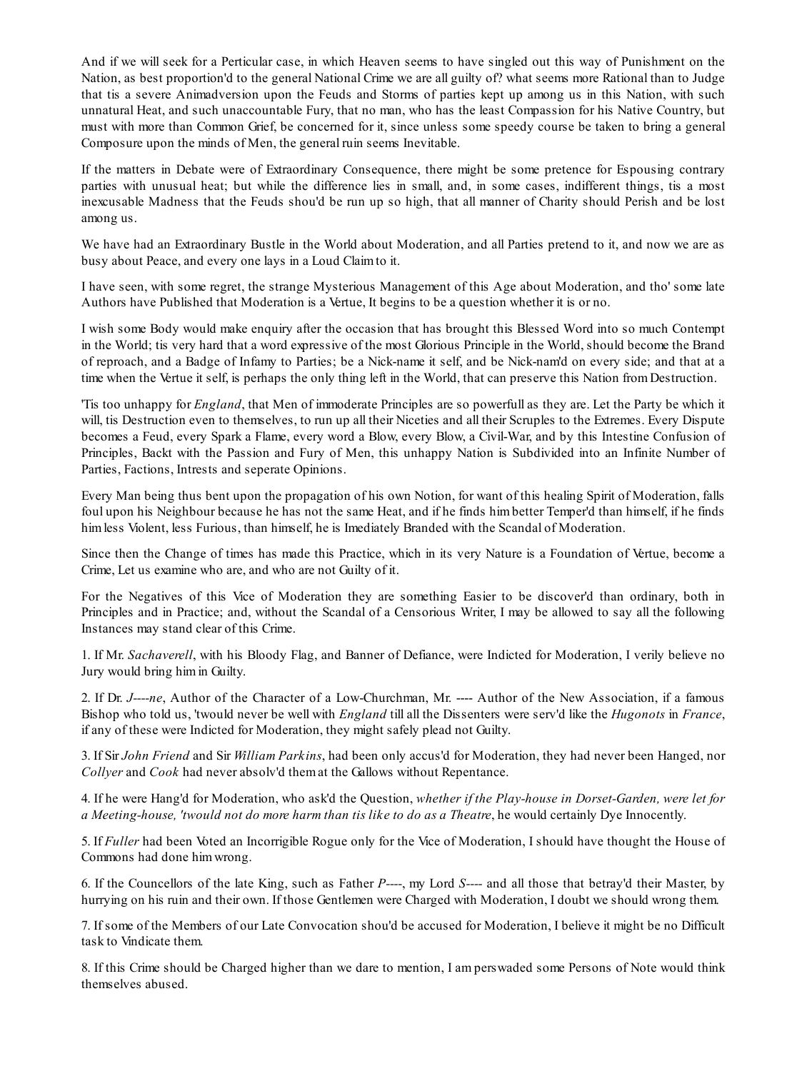And if we will seek for a Perticular case, in which Heaven seems to have singled out this way of Punishment on the Nation, as best proportion'd to the general National Crime we are all guilty of? what seems more Rational than to Judge that tis a severe Animadversion upon the Feuds and Storms of parties kept up among us in this Nation, with such unnatural Heat, and such unaccountable Fury, that no man, who has the least Compassion for his Native Country, but must with more than Common Grief, be concerned for it, since unless some speedy course be taken to bring a general Composure upon the minds of Men, the general ruin seems Inevitable.

If the matters in Debate were of Extraordinary Consequence, there might be some pretence for Espousing contrary parties with unusual heat; but while the difference lies in small, and, in some cases, indifferent things, tis a most inexcusable Madness that the Feuds shou'd be run up so high, that all manner of Charity should Perish and be lost among us.

We have had an Extraordinary Bustle in the World about Moderation, and all Parties pretend to it, and now we are as busy about Peace, and every one lays in a Loud Claim to it.

I have seen, with some regret, the strange Mysterious Management of this Age about Moderation, and tho' some late Authors have Published that Moderation is a Vertue, It begins to be a question whether it is or no.

I wish some Body would make enquiry after the occasion that has brought this Blessed Word into so much Contempt in the World; tis very hard that a word expressive of the most Glorious Principle in the World, should become the Brand of reproach, and a Badge of Infamy to Parties; be a Nick-name it self, and be Nick-nam'd on every side; and that at a time when the Vertue it self, is perhaps the only thing left in the World, that can preserve this Nation from Destruction.

'Tis too unhappy for *England*, that Men of immoderate Principles are so powerfull as they are. Let the Party be which it will, tis Destruction even to themselves, to run up all their Niceties and all their Scruples to the Extremes. Every Dispute becomes a Feud, every Spark a Flame, every word a Blow, every Blow, a Civil-War, and by this Intestine Confusion of Principles, Backt with the Passion and Fury of Men, this unhappy Nation is Subdivided into an Infinite Number of Parties, Factions, Intrests and seperate Opinions.

Every Man being thus bent upon the propagation of his own Notion, for want of this healing Spirit of Moderation, falls foul upon his Neighbour because he has not the same Heat, and if he finds him better Temper'd than himself, if he finds him less Violent, less Furious, than himself, he is Imediately Branded with the Scandal of Moderation.

Since then the Change of times has made this Practice, which in its very Nature is a Foundation of Vertue, become a Crime, Let us examine who are, and who are not Guilty of it.

For the Negatives of this Vice of Moderation they are something Easier to be discover'd than ordinary, both in Principles and in Practice; and, without the Scandal of a Censorious Writer, I may be allowed to say all the following Instances may stand clear of this Crime.

1. If Mr. *Sachaverell*, with his Bloody Flag, and Banner of Defiance, were Indicted for Moderation, I verily believe no Jury would bring him in Guilty.

2. If Dr. *J----ne*, Author of the Character of a Low-Churchman, Mr. ---- Author of the New Association, if a famous Bishop who told us, 'twould never be well with *England* till all the Dissenters were serv'd like the *Hugonots* in *France*, if any of these were Indicted for Moderation, they might safely plead not Guilty.

3. If Sir *John Friend* and Sir *William Parkins*, had been only accus'd for Moderation, they had never been Hanged, nor *Collyer* and *Cook* had never absolv'd them at the Gallows without Repentance.

4. If he were Hang'd for Moderation, who ask'd the Question, *whether if the Play-house in Dorset-Garden, were let for a Meeting-house, 'twould not do more harm than tis like to do as a Theatre*, he would certainly Dye Innocently.

5. If *Fuller* had been Voted an Incorrigible Rogue only for the Vice of Moderation, I should have thought the House of Commons had done him wrong.

6. If the Councellors of the late King, such as Father *P----*, my Lord *S----* and all those that betray'd their Master, by hurrying on his ruin and their own. If those Gentlemen were Charged with Moderation, I doubt we should wrong them.

7. If some of the Members of our Late Convocation shou'd be accused for Moderation, I believe it might be no Difficult task to Vindicate them.

8. If this Crime should be Charged higher than we dare to mention, I am perswaded some Persons of Note would think themselves abused.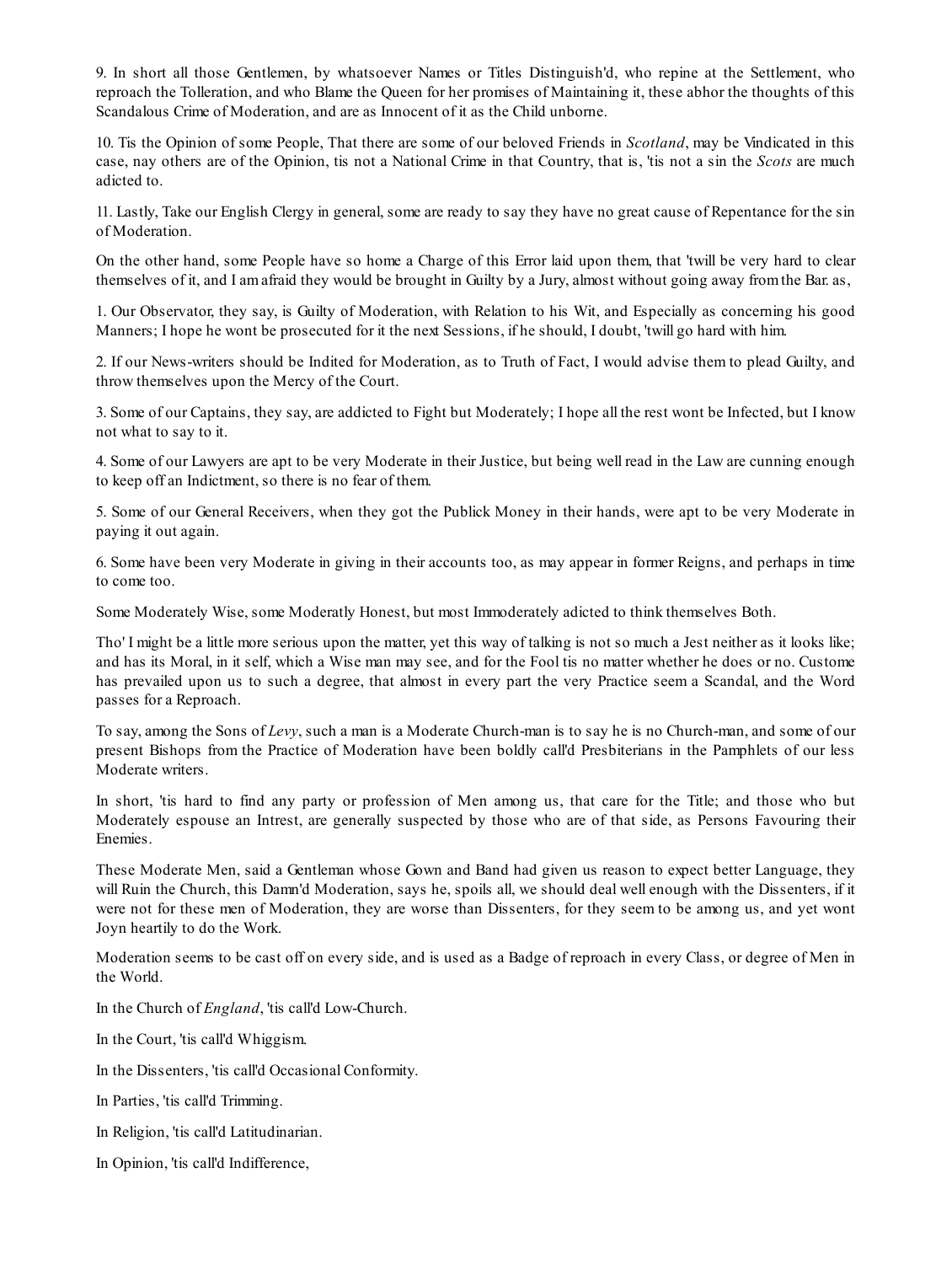9. In short all those Gentlemen, by whatsoever Names or Titles Distinguish'd, who repine at the Settlement, who reproach the Tolleration, and who Blame the Queen for her promises of Maintaining it, these abhor the thoughts of this Scandalous Crime of Moderation, and are as Innocent of it as the Child unborne.

10. Tis the Opinion of some People, That there are some of our beloved Friends in *Scotland*, may be Vindicated in this case, nay others are of the Opinion, tis not a National Crime in that Country, that is, 'tis not a sin the *Scots* are much adicted to.

11. Lastly, Take our English Clergy in general, some are ready to say they have no great cause of Repentance for the sin of Moderation.

On the other hand, some People have so home a Charge of this Error laid upon them, that 'twill be very hard to clear themselves of it, and I am afraid they would be brought in Guilty by a Jury, almost without going away from the Bar. as,

1. Our Observator, they say, is Guilty of Moderation, with Relation to his Wit, and Especially as concerning his good Manners; I hope he wont be prosecuted for it the next Sessions, if he should, I doubt, 'twill go hard with him.

2. If our News-writers should be Indited for Moderation, as to Truth of Fact, I would advise them to plead Guilty, and throw themselves upon the Mercy of the Court.

3. Some of our Captains, they say, are addicted to Fight but Moderately; I hope all the rest wont be Infected, but I know not what to say to it.

4. Some of our Lawyers are apt to be very Moderate in their Justice, but being well read in the Law are cunning enough to keep off an Indictment, so there is no fear of them.

5. Some of our General Receivers, when they got the Publick Money in their hands, were apt to be very Moderate in paying it out again.

6. Some have been very Moderate in giving in their accounts too, as may appear in former Reigns, and perhaps in time to come too.

Some Moderately Wise, some Moderatly Honest, but most Immoderately adicted to think themselves Both.

Tho' I might be a little more serious upon the matter, yet this way of talking is not so much a Jest neither as it looks like; and has its Moral, in it self, which a Wise man may see, and for the Fool tis no matter whether he does or no. Custome has prevailed upon us to such a degree, that almost in every part the very Practice seem a Scandal, and the Word passes for a Reproach.

To say, among the Sons of *Levy*, such a man is a Moderate Church-man is to say he is no Church-man, and some of our present Bishops from the Practice of Moderation have been boldly call'd Presbiterians in the Pamphlets of our less Moderate writers.

In short, 'tis hard to find any party or profession of Men among us, that care for the Title; and those who but Moderately espouse an Intrest, are generally suspected by those who are of that side, as Persons Favouring their Enemies.

These Moderate Men, said a Gentleman whose Gown and Band had given us reason to expect better Language, they will Ruin the Church, this Damn'd Moderation, says he, spoils all, we should deal well enough with the Dissenters, if it were not for these men of Moderation, they are worse than Dissenters, for they seem to be among us, and yet wont Joyn heartily to do the Work.

Moderation seems to be cast off on every side, and is used as a Badge of reproach in every Class, or degree of Men in the World.

In the Church of *England*, 'tis call'd Low-Church.

In the Court, 'tis call'd Whiggism.

In the Dissenters, 'tis call'd Occasional Conformity.

In Parties, 'tis call'd Trimming.

In Religion, 'tis call'd Latitudinarian.

In Opinion, 'tis call'd Indifference,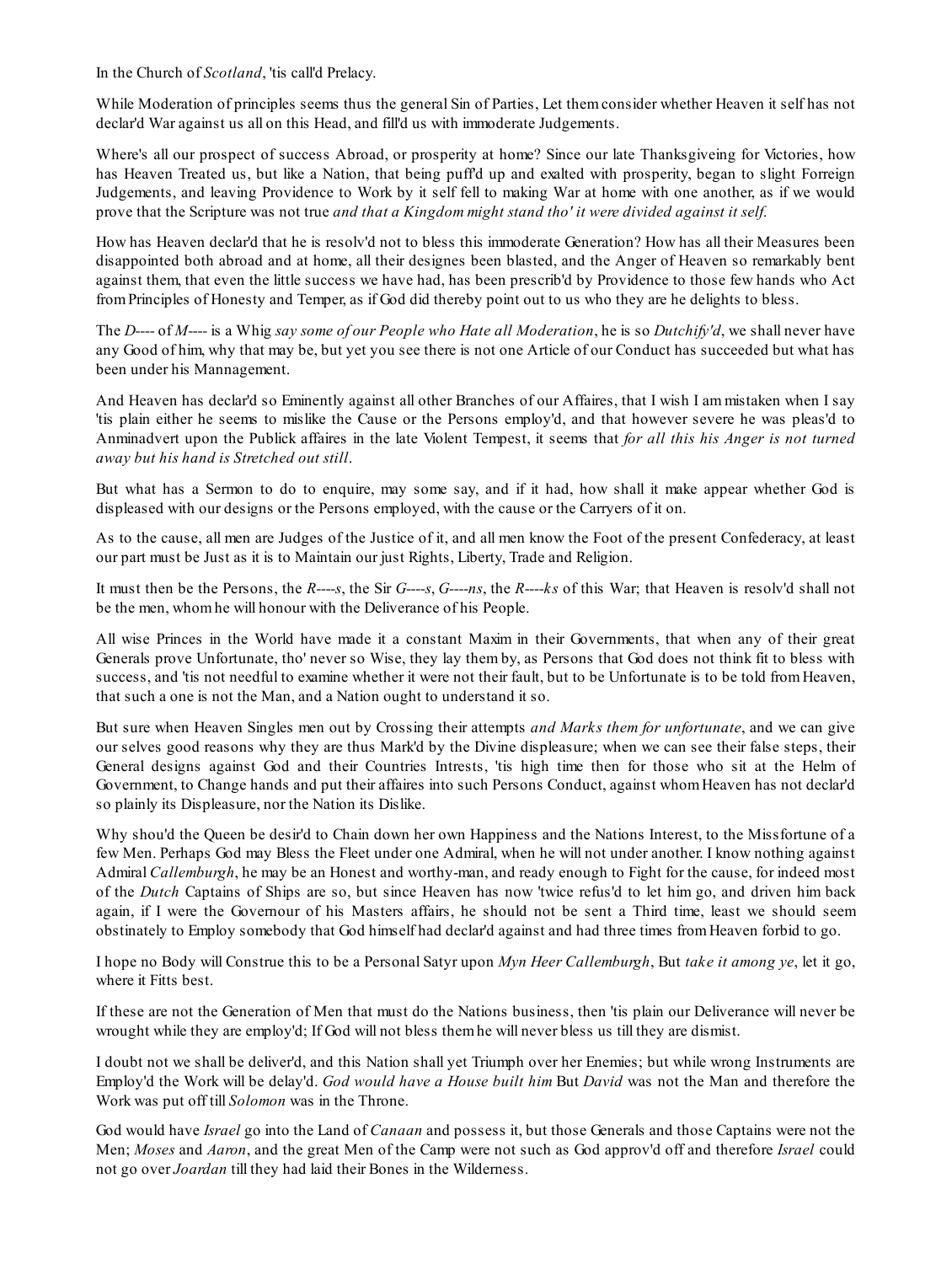In the Church of *Scotland*, 'tis call'd Prelacy.

While Moderation of principles seems thus the general Sin of Parties, Let them consider whether Heaven it self has not declar'd War against us all on this Head, and fill'd us with immoderate Judgements.

Where's all our prospect of success Abroad, or prosperity at home? Since our late Thanksgiveing for Victories, how has Heaven Treated us, but like a Nation, that being puff'd up and exalted with prosperity, began to slight Forreign Judgements, and leaving Providence to Work by it self fell to making War at home with one another, as if we would prove that the Scripture was not true *and that a Kingdom might stand tho' it were divided against it self.*

How has Heaven declar'd that he is resolv'd not to bless this immoderate Generation? How has all their Measures been disappointed both abroad and at home, all their designes been blasted, and the Anger of Heaven so remarkably bent against them, that even the little success we have had, has been prescrib'd by Providence to those few hands who Act from Principles of Honesty and Temper, as if God did thereby point out to us who they are he delights to bless.

The *D*---- of *M*---- is a Whig *say some of our People who Hate all Moderation*, he is so *Dutchify'd*, we shall never have any Good of him, why that may be, but yet you see there is not one Article of our Conduct has succeeded but what has been under his Mannagement.

And Heaven has declar'd so Eminently against all other Branches of our Affaires, that I wish I am mistaken when I say 'tis plain either he seems to mislike the Cause or the Persons employ'd, and that however severe he was pleas'd to Anminadvert upon the Publick affaires in the late Violent Tempest, it seems that *for all this his Anger is not turned away but his hand is Stretched out still*.

But what has a Sermon to do to enquire, may some say, and if it had, how shall it make appear whether God is displeased with our designs or the Persons employed, with the cause or the Carryers of it on.

As to the cause, all men are Judges of the Justice of it, and all men know the Foot of the present Confederacy, at least our part must be Just as it is to Maintain our just Rights, Liberty, Trade and Religion.

It must then be the Persons, the *R----s*, the Sir *G----s*, *G----ns*, the *R----ks* of this War; that Heaven is resolv'd shall not be the men, whom he will honour with the Deliverance of his People.

All wise Princes in the World have made it a constant Maxim in their Governments, that when any of their great Generals prove Unfortunate, tho' never so Wise, they lay them by, as Persons that God does not think fit to bless with success, and 'tis not needful to examine whether it were not their fault, but to be Unfortunate is to be told from Heaven, that such a one is not the Man, and a Nation ought to understand it so.

But sure when Heaven Singles men out by Crossing their attempts *and Marks them for unfortunate*, and we can give our selves good reasons why they are thus Mark'd by the Divine displeasure; when we can see their false steps, their General designs against God and their Countries Intrests, 'tis high time then for those who sit at the Helm of Government, to Change hands and put their affaires into such Persons Conduct, against whom Heaven has not declar'd so plainly its Displeasure, nor the Nation its Dislike.

Why shou'd the Queen be desir'd to Chain down her own Happiness and the Nations Interest, to the Missfortune of a few Men. Perhaps God may Bless the Fleet under one Admiral, when he will not under another. I know nothing against Admiral *Callemburgh*, he may be an Honest and worthy-man, and ready enough to Fight for the cause, for indeed most of the *Dutch* Captains of Ships are so, but since Heaven has now 'twice refus'd to let him go, and driven him back again, if I were the Governour of his Masters affairs, he should not be sent a Third time, least we should seem obstinately to Employ somebody that God himself had declar'd against and had three times from Heaven forbid to go.

I hope no Body will Construe this to be a Personal Satyr upon *Myn Heer Callemburgh*, But *take it among ye*, let it go, where it Fitts best.

If these are not the Generation of Men that must do the Nations business, then 'tis plain our Deliverance will never be wrought while they are employ'd; If God will not bless them he will never bless us till they are dismist.

I doubt not we shall be deliver'd, and this Nation shall yet Triumph over her Enemies; but while wrong Instruments are Employ'd the Work will be delay'd. *God would have a House built him* But *David* was not the Man and therefore the Work was put off till *Solomon* was in the Throne.

God would have *Israel* go into the Land of *Canaan* and possess it, but those Generals and those Captains were not the Men; *Moses* and *Aaron*, and the great Men of the Camp were not such as God approv'd off and therefore *Israel* could not go over *Joardan* till they had laid their Bones in the Wilderness.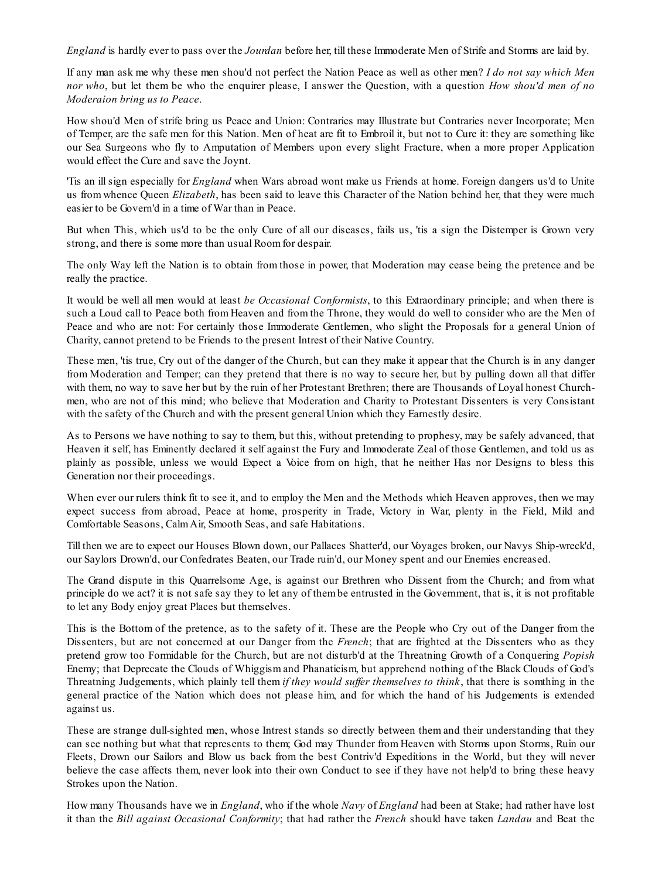*England* is hardly ever to pass over the *Jourdan* before her, till these Immoderate Men of Strife and Storms are laid by.

If any man ask me why these men shou'd not perfect the Nation Peace as well as other men? *I do not say which Men nor who*, but let them be who the enquirer please, I answer the Question, with a question *How shou'd men of no Moderaion bring us to Peace*.

How shou'd Men of strife bring us Peace and Union: Contraries may Illustrate but Contraries never Incorporate; Men of Temper, are the safe men for this Nation. Men of heat are fit to Embroil it, but not to Cure it: they are something like our Sea Surgeons who fly to Amputation of Members upon every slight Fracture, when a more proper Application would effect the Cure and save the Joynt.

'Tis an ill sign especially for *England* when Wars abroad wont make us Friends at home. Foreign dangers us'd to Unite us from whence Queen *Elizabeth*, has been said to leave this Character of the Nation behind her, that they were much easier to be Govern'd in a time of War than in Peace.

But when This, which us'd to be the only Cure of all our diseases, fails us, 'tis a sign the Distemper is Grown very strong, and there is some more than usual Room for despair.

The only Way left the Nation is to obtain from those in power, that Moderation may cease being the pretence and be really the practice.

It would be well all men would at least *be Occasional Conformists*, to this Extraordinary principle; and when there is such a Loud call to Peace both from Heaven and from the Throne, they would do well to consider who are the Men of Peace and who are not: For certainly those Immoderate Gentlemen, who slight the Proposals for a general Union of Charity, cannot pretend to be Friends to the present Intrest of their Native Country.

These men, 'tis true, Cry out of the danger of the Church, but can they make it appear that the Church is in any danger from Moderation and Temper; can they pretend that there is no way to secure her, but by pulling down all that differ with them, no way to save her but by the ruin of her Protestant Brethren; there are Thousands of Loyal honest Church-men, who are not of this mind; who believe that Moderation and Charity to Protestant Dissenters is very Consistant with the safety of the Church and with the present general Union which they Earnestly desire.

As to Persons we have nothing to say to them, but this, without pretending to prophesy, may be safely advanced, that Heaven it self, has Eminently declared it self against the Fury and Immoderate Zeal of those Gentlemen, and told us as plainly as possible, unless we would Expect a Voice from on high, that he neither Has nor Designs to bless this Generation nor their proceedings.

When ever our rulers think fit to see it, and to employ the Men and the Methods which Heaven approves, then we may expect success from abroad, Peace at home, prosperity in Trade, Victory in War, plenty in the Field, Mild and Comfortable Seasons, Calm Air, Smooth Seas, and safe Habitations.

Till then we are to expect our Houses Blown down, our Pallaces Shatter'd, our Voyages broken, our Navys Ship-wreck'd, our Saylors Drown'd, our Confedrates Beaten, our Trade ruin'd, our Money spent and our Enemies encreased.

The Grand dispute in this Quarrelsome Age, is against our Brethren who Dissent from the Church; and from what principle do we act? it is not safe say they to let any of them be entrusted in the Government, that is, it is not profitable to let any Body enjoy great Places but themselves.

This is the Bottom of the pretence, as to the safety of it. These are the People who Cry out of the Danger from the Dissenters, but are not concerned at our Danger from the *French*; that are frighted at the Dissenters who as they pretend grow too Formidable for the Church, but are not disturb'd at the Threatning Growth of a Conquering *Popish* Enemy; that Deprecate the Clouds of Whiggism and Phanaticism, but apprehend nothing of the Black Clouds of God's Threatning Judgements, which plainly tell them *if they would suffer themselves to think*, that there is somthing in the general practice of the Nation which does not please him, and for which the hand of his Judgements is extended against us.

These are strange dull-sighted men, whose Intrest stands so directly between them and their understanding that they can see nothing but what that represents to them; God may Thunder from Heaven with Storms upon Storms, Ruin our Fleets, Drown our Sailors and Blow us back from the best Contriv'd Expeditions in the World, but they will never believe the case affects them, never look into their own Conduct to see if they have not help'd to bring these heavy Strokes upon the Nation.

How many Thousands have we in *England*, who if the whole *Navy* of *England* had been at Stake; had rather have lost it than the *Bill against Occasional Conformity*; that had rather the *French* should have taken *Landau* and Beat the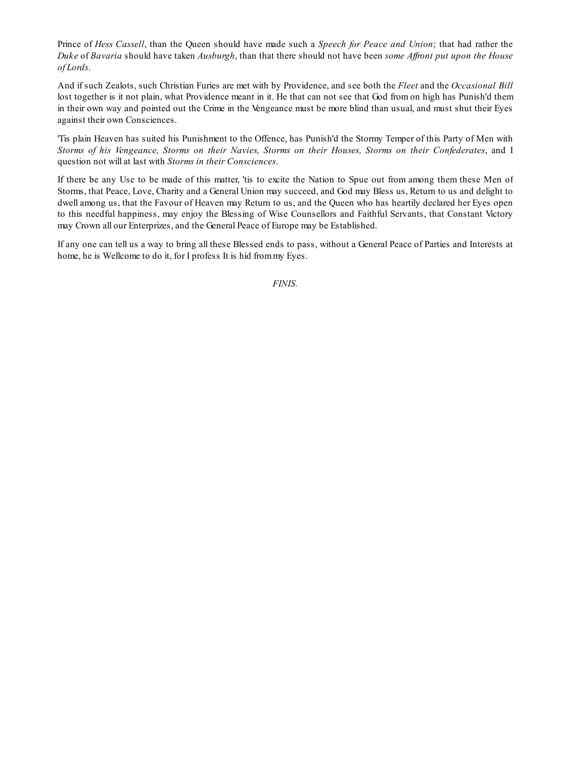Prince of *Hess Cassell*, than the Queen should have made such a *Speech for Peace and Union*; that had rather the *Duke* of *Bavaria* should have taken *Ausburgh*, than that there should not have been *some Affront put upon the House of Lords*.

And if such Zealots, such Christian Furies are met with by Providence, and see both the *Fleet* and the *Occasional Bill* lost together is it not plain, what Providence meant in it. He that can not see that God from on high has Punish'd them in their own way and pointed out the Crime in the Vengeance must be more blind than usual, and must shut their Eyes against their own Consciences.

'Tis plain Heaven has suited his Punishment to the Offence, has Punish'd the Stormy Temper of this Party of Men with *Storms of his Vengeance, Storms on their Navies, Storms on their Houses, Storms on their Confederates*, and I question not will at last with *Storms in their Consciences*.

If there be any Use to be made of this matter, 'tis to excite the Nation to Spue out from among them these Men of Storms, that Peace, Love, Charity and a General Union may succeed, and God may Bless us, Return to us and delight to dwell among us, that the Favour of Heaven may Return to us, and the Queen who has heartily declared her Eyes open to this needful happiness, may enjoy the Blessing of Wise Counsellors and Faithful Servants, that Constant Victory may Crown all our Enterprizes, and the General Peace of Europe may be Established.

If any one can tell us a way to bring all these Blessed ends to pass, without a General Peace of Parties and Interests at home, he is Wellcome to do it, for I profess It is hid from my Eyes.

*FINIS.*